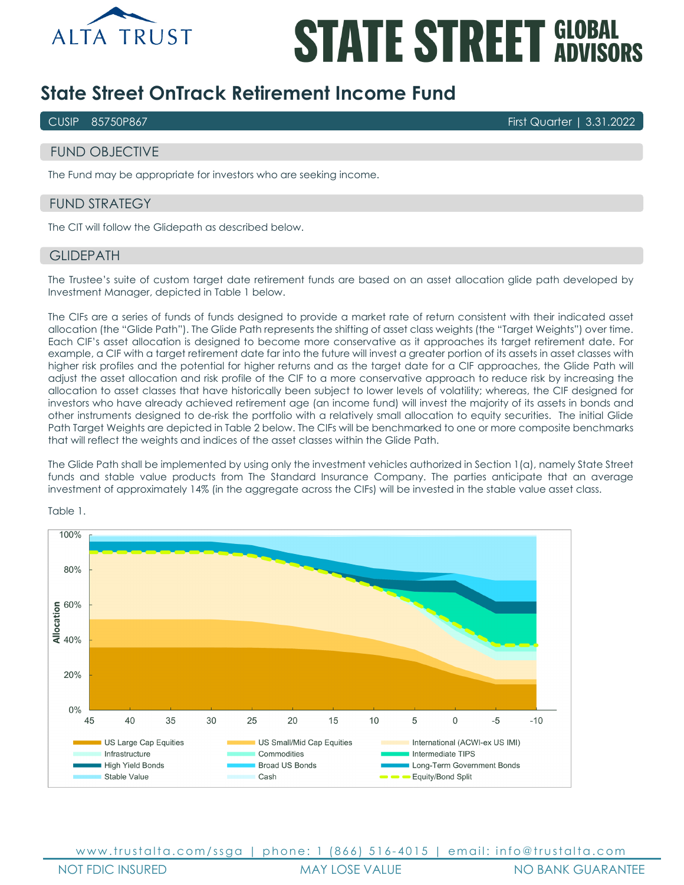ALTA TRUST

STATE STREET GLOBAL ADVISORS

# State Street OnTrack Retirement Income Fund

CUSIP 85750P867 — First Quarter | 3.31.2022

## FUND OBJECTIVE

The Fund may be appropriate for investors who are seeking income.

## FUND STRATEGY

The CIT will follow the Glidepath as described below.

## GLIDEPATH

The Trustee's suite of custom target date retirement funds are based on an asset allocation glide path developed by Investment Manager, depicted in Table 1 below.

The CIFs are a series of funds of funds designed to provide a market rate of return consistent with their indicated asset allocation (the "Glide Path"). The Glide Path represents the shifting of asset class weights (the "Target Weights") over time. Each CIF's asset allocation is designed to become more conservative as it approaches its target retirement date. For example, a CIF with a target retirement date far into the future will invest a greater portion of its assets in asset classes with higher risk profiles and the potential for higher returns and as the target date for a CIF approaches, the Glide Path will adjust the asset allocation and risk profile of the CIF to a more conservative approach to reduce risk by increasing the allocation to asset classes that have historically been subject to lower levels of volatility; whereas, the CIF designed for investors who have already achieved retirement age (an income fund) will invest the majority of its assets in bonds and other instruments designed to de-risk the portfolio with a relatively small allocation to equity securities. The initial Glide Path Target Weights are depicted in Table 2 below. The CIFs will be benchmarked to one or more composite benchmarks that will reflect the weights and indices of the asset classes within the Glide Path.

The Glide Path shall be implemented by using only the investment vehicles authorized in Section 1(a), namely State Street funds and stable value products from The Standard Insurance Company. The parties anticipate that an average investment of approximately 14% (in the aggregate across the CIFs) will be invested in the stable value asset class.

Table 1.

Allocation: 0%, 20%, 40%, 60%, 80%, 100%

Years: 45, 40, 35, 30, 25, 20, 15, 10, 5, 0, -5, -10

Legend: US Large Cap Equities, US Small/Mid Cap Equities, International (ACWI-ex US IMI), Infrastructure, Commodities, Intermediate TIPS, High Yield Bonds, Broad US Bonds, Long-Term Government Bonds, Stable Value, Cash, Equity/Bond Split

www.trustalta.com/ssga | phone: 1 (866) 516-4015 | email: info@trustalta.com

NOT FDIC INSURED | MAY LOSE VALUE | NO BANK GUARANTEE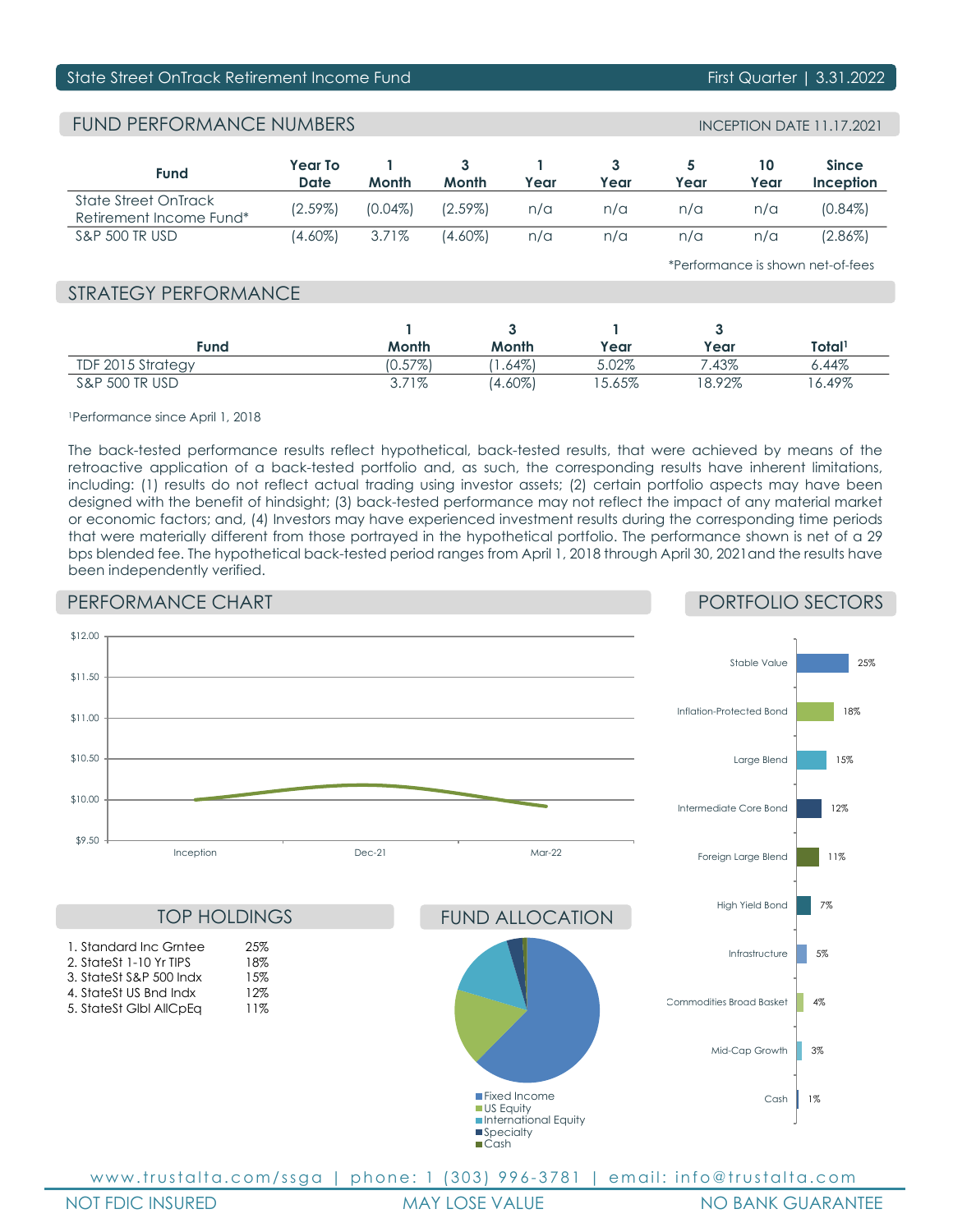State Street OnTrack Retirement Income Fund — First Quarter | 3.31.2022

## FUND PERFORMANCE NUMBERS

INCEPTION DATE 11.17.2021

| Fund | Year To Date | 1 Month | 3 Month | 1 Year | 3 Year | 5 Year | 10 Year | Since Inception |
|---|---|---|---|---|---|---|---|---|
| State Street OnTrack Retirement Income Fund* | (2.59%) | (0.04%) | (2.59%) | n/a | n/a | n/a | n/a | (0.84%) |
| S&P 500 TR USD | (4.60%) | 3.71% | (4.60%) | n/a | n/a | n/a | n/a | (2.86%) |

*Performance is shown net-of-fees

## STRATEGY PERFORMANCE

| Fund | 1 Month | 3 Month | 1 Year | 3 Year | Total[1] |
|---|---|---|---|---|---|
| TDF 2015 Strategy | (0.57%) | (1.64%) | 5.02% | 7.43% | 6.44% |
| S&P 500 TR USD | 3.71% | (4.60%) | 15.65% | 18.92% | 16.49% |

[1]Performance since April 1, 2018

The back-tested performance results reflect hypothetical, back-tested results, that were achieved by means of the retroactive application of a back-tested portfolio and, as such, the corresponding results have inherent limitations, including: (1) results do not reflect actual trading using investor assets; (2) certain portfolio aspects may have been designed with the benefit of hindsight; (3) back-tested performance may not reflect the impact of any material market or economic factors; and, (4) Investors may have experienced investment results during the corresponding time periods that were materially different from those portrayed in the hypothetical portfolio. The performance shown is net of a 29 bps blended fee. The hypothetical back-tested period ranges from April 1, 2018 through April 30, 2021and the results have been independently verified.

## PERFORMANCE CHART

## PORTFOLIO SECTORS

| Sector | Weight |
|---|---|
| Stable Value | 25% |
| Inflation-Protected Bond | 18% |
| Large Blend | 15% |
| Intermediate Core Bond | 12% |
| Foreign Large Blend | 11% |
| High Yield Bond | 7% |
| Infrastructure | 5% |
| Commodities Broad Basket | 4% |
| Mid-Cap Growth | 3% |
| Cash | 1% |

## TOP HOLDINGS

| Holding | Weight |
|---|---|
| 1. Standard Inc Grntee | 25% |
| 2. StateSt 1-10 Yr TIPS | 18% |
| 3. StateSt S&P 500 Indx | 15% |
| 4. StateSt US Bnd Indx | 12% |
| 5. StateSt Glbl AllCpEq | 11% |

## FUND ALLOCATION

- Fixed Income
- US Equity
- International Equity
- Specialty
- Cash

www.trustalta.com/ssga | phone: 1 (303) 996-3781 | email: info@trustalta.com

NOT FDIC INSURED | MAY LOSE VALUE | NO BANK GUARANTEE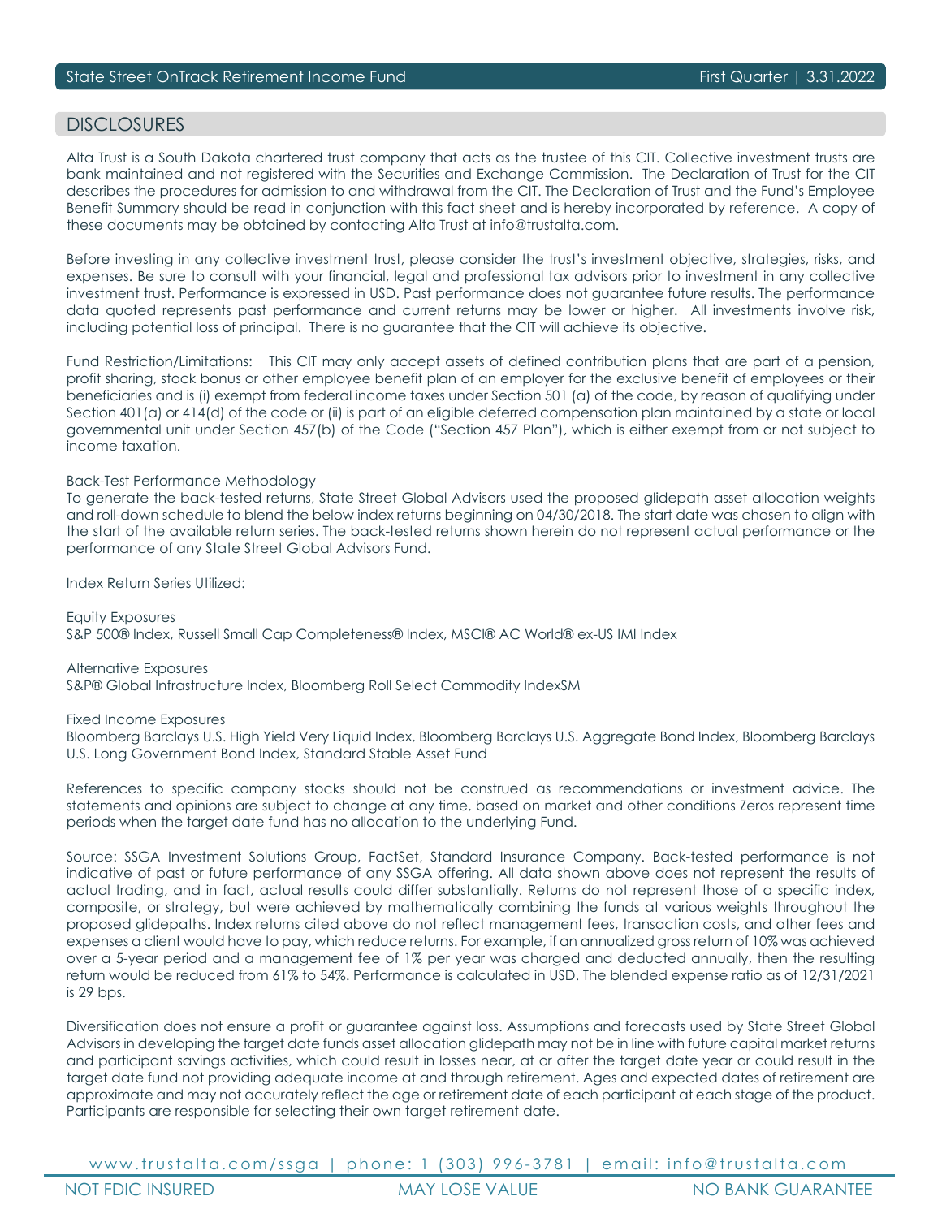## DISCLOSURES

Alta Trust is a South Dakota chartered trust company that acts as the trustee of this CIT. Collective investment trusts are bank maintained and not registered with the Securities and Exchange Commission. The Declaration of Trust for the CIT describes the procedures for admission to and withdrawal from the CIT. The Declaration of Trust and the Fund's Employee Benefit Summary should be read in conjunction with this fact sheet and is hereby incorporated by reference. A copy of these documents may be obtained by contacting Alta Trust at info@trustalta.com.

Before investing in any collective investment trust, please consider the trust's investment objective, strategies, risks, and expenses. Be sure to consult with your financial, legal and professional tax advisors prior to investment in any collective investment trust. Performance is expressed in USD. Past performance does not guarantee future results. The performance data quoted represents past performance and current returns may be lower or higher. All investments involve risk, including potential loss of principal. There is no guarantee that the CIT will achieve its objective.

Fund Restriction/Limitations: This CIT may only accept assets of defined contribution plans that are part of a pension, profit sharing, stock bonus or other employee benefit plan of an employer for the exclusive benefit of employees or their beneficiaries and is (i) exempt from federal income taxes under Section 501 (a) of the code, by reason of qualifying under Section 401(a) or 414(d) of the code or (ii) is part of an eligible deferred compensation plan maintained by a state or local governmental unit under Section 457(b) of the Code ("Section 457 Plan"), which is either exempt from or not subject to income taxation.

Back-Test Performance Methodology
To generate the back-tested returns, State Street Global Advisors used the proposed glidepath asset allocation weights and roll-down schedule to blend the below index returns beginning on 04/30/2018. The start date was chosen to align with the start of the available return series. The back-tested returns shown herein do not represent actual performance or the performance of any State Street Global Advisors Fund.

Index Return Series Utilized:

Equity Exposures
S&P 500® Index, Russell Small Cap Completeness® Index, MSCI® AC World® ex-US IMI Index

Alternative Exposures
S&P® Global Infrastructure Index, Bloomberg Roll Select Commodity IndexSM

Fixed Income Exposures
Bloomberg Barclays U.S. High Yield Very Liquid Index, Bloomberg Barclays U.S. Aggregate Bond Index, Bloomberg Barclays U.S. Long Government Bond Index, Standard Stable Asset Fund

References to specific company stocks should not be construed as recommendations or investment advice. The statements and opinions are subject to change at any time, based on market and other conditions Zeros represent time periods when the target date fund has no allocation to the underlying Fund.

Source: SSGA Investment Solutions Group, FactSet, Standard Insurance Company. Back-tested performance is not indicative of past or future performance of any SSGA offering. All data shown above does not represent the results of actual trading, and in fact, actual results could differ substantially. Returns do not represent those of a specific index, composite, or strategy, but were achieved by mathematically combining the funds at various weights throughout the proposed glidepaths. Index returns cited above do not reflect management fees, transaction costs, and other fees and expenses a client would have to pay, which reduce returns. For example, if an annualized gross return of 10% was achieved over a 5-year period and a management fee of 1% per year was charged and deducted annually, then the resulting return would be reduced from 61% to 54%. Performance is calculated in USD. The blended expense ratio as of 12/31/2021 is 29 bps.

Diversification does not ensure a profit or guarantee against loss. Assumptions and forecasts used by State Street Global Advisors in developing the target date funds asset allocation glidepath may not be in line with future capital market returns and participant savings activities, which could result in losses near, at or after the target date year or could result in the target date fund not providing adequate income at and through retirement. Ages and expected dates of retirement are approximate and may not accurately reflect the age or retirement date of each participant at each stage of the product. Participants are responsible for selecting their own target retirement date.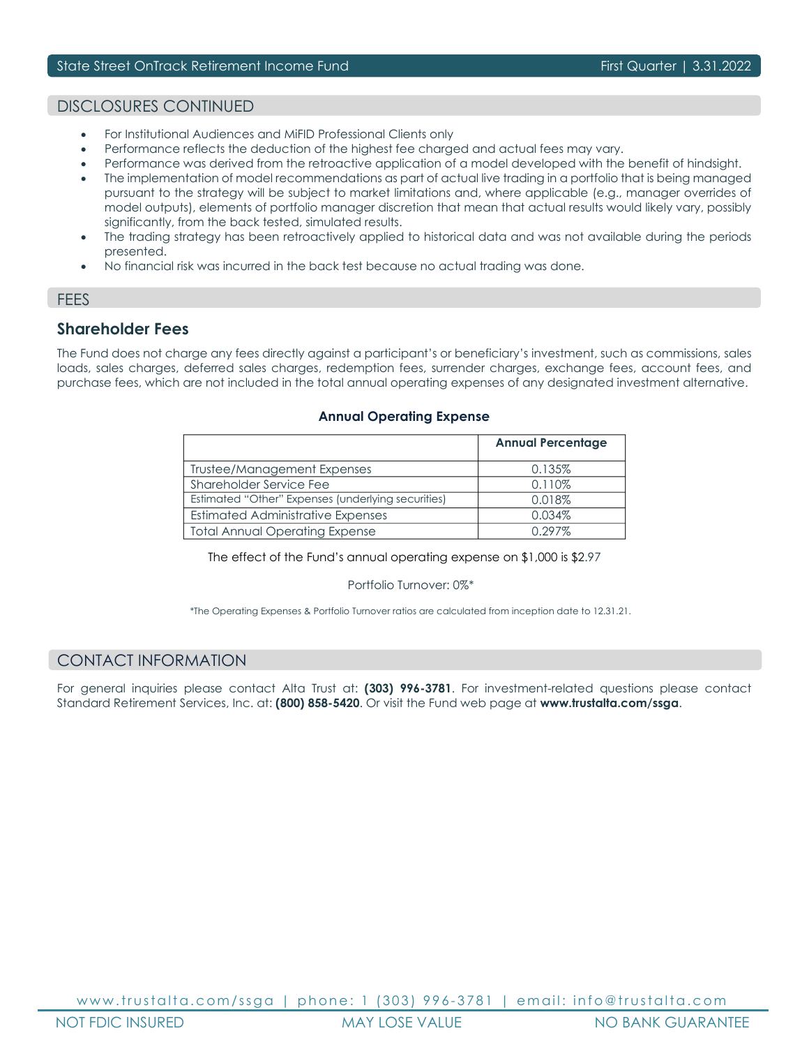## DISCLOSURES CONTINUED

- For Institutional Audiences and MiFID Professional Clients only
- Performance reflects the deduction of the highest fee charged and actual fees may vary.
- Performance was derived from the retroactive application of a model developed with the benefit of hindsight.
- The implementation of model recommendations as part of actual live trading in a portfolio that is being managed pursuant to the strategy will be subject to market limitations and, where applicable (e.g., manager overrides of model outputs), elements of portfolio manager discretion that mean that actual results would likely vary, possibly significantly, from the back tested, simulated results.
- The trading strategy has been retroactively applied to historical data and was not available during the periods presented.
- No financial risk was incurred in the back test because no actual trading was done.

## FEES

### Shareholder Fees

The Fund does not charge any fees directly against a participant's or beneficiary's investment, such as commissions, sales loads, sales charges, deferred sales charges, redemption fees, surrender charges, exchange fees, account fees, and purchase fees, which are not included in the total annual operating expenses of any designated investment alternative.

**Annual Operating Expense**

| | Annual Percentage |
|---|---|
| Trustee/Management Expenses | 0.135% |
| Shareholder Service Fee | 0.110% |
| Estimated "Other" Expenses (underlying securities) | 0.018% |
| Estimated Administrative Expenses | 0.034% |
| Total Annual Operating Expense | 0.297% |

The effect of the Fund's annual operating expense on $1,000 is $2.97

Portfolio Turnover: 0%*

*The Operating Expenses & Portfolio Turnover ratios are calculated from inception date to 12.31.21.

## CONTACT INFORMATION

For general inquiries please contact Alta Trust at: **(303) 996-3781**. For investment-related questions please contact Standard Retirement Services, Inc. at: **(800) 858-5420**. Or visit the Fund web page at **www.trustalta.com/ssga**.

www.trustalta.com/ssga | phone: 1 (303) 996-3781 | email: info@trustalta.com

NOT FDIC INSURED MAY LOSE VALUE NO BANK GUARANTEE